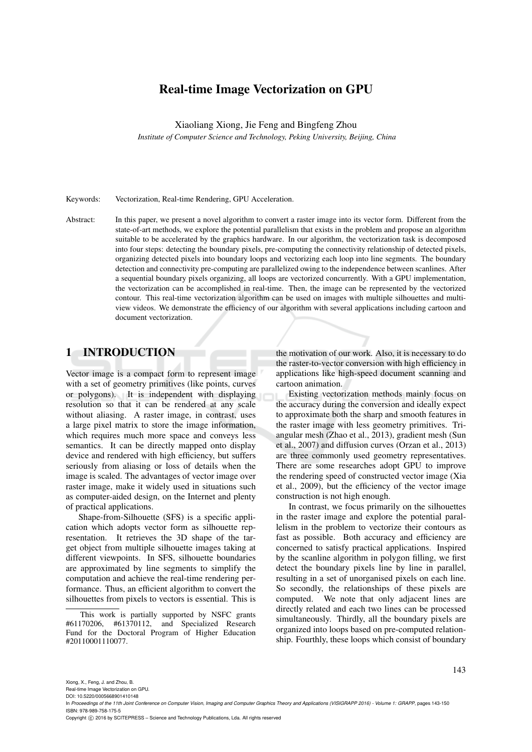# Real-time Image Vectorization on GPU

Xiaoliang Xiong, Jie Feng and Bingfeng Zhou

*Institute of Computer Science and Technology, Peking University, Beijing, China*

Keywords: Vectorization, Real-time Rendering, GPU Acceleration.

Abstract: In this paper, we present a novel algorithm to convert a raster image into its vector form. Different from the state-of-art methods, we explore the potential parallelism that exists in the problem and propose an algorithm suitable to be accelerated by the graphics hardware. In our algorithm, the vectorization task is decomposed into four steps: detecting the boundary pixels, pre-computing the connectivity relationship of detected pixels, organizing detected pixels into boundary loops and vectorizing each loop into line segments. The boundary detection and connectivity pre-computing are parallelized owing to the independence between scanlines. After a sequential boundary pixels organizing, all loops are vectorized concurrently. With a GPU implementation, the vectorization can be accomplished in real-time. Then, the image can be represented by the vectorized contour. This real-time vectorization algorithm can be used on images with multiple silhouettes and multi-view videos. We demonstrate the efficiency of our algorithm with several applications including cartoon and document vectorization.

## 1 INTRODUCTION

Vector image is a compact form to represent image with a set of geometry primitives (like points, curves or polygons). It is independent with displaying resolution so that it can be rendered at any scale without aliasing. A raster image, in contrast, uses a large pixel matrix to store the image information, which requires much more space and conveys less semantics. It can be directly mapped onto display device and rendered with high efficiency, but suffers seriously from aliasing or loss of details when the image is scaled. The advantages of vector image over raster image, make it widely used in situations such as computer-aided design, on the Internet and plenty of practical applications.

Shape-from-Silhouette (SFS) is a specific application which adopts vector form as silhouette representation. It retrieves the 3D shape of the target object from multiple silhouette images taking at different viewpoints. In SFS, silhouette boundaries are approximated by line segments to simplify the computation and achieve the real-time rendering performance. Thus, an efficient algorithm to convert the silhouettes from pixels to vectors is essential. This is the motivation of our work. Also, it is necessary to do the raster-to-vector conversion with high efficiency in applications like high-speed document scanning and cartoon animation.

Existing vectorization methods mainly focus on the accuracy during the conversion and ideally expect to approximate both the sharp and smooth features in the raster image with less geometry primitives. Triangular mesh (Zhao et al., 2013), gradient mesh (Sun et al., 2007) and diffusion curves (Orzan et al., 2013) are three commonly used geometry representatives. There are some researches adopt GPU to improve the rendering speed of constructed vector image (Xia et al., 2009), but the efficiency of the vector image construction is not high enough.

In contrast, we focus primarily on the silhouettes in the raster image and explore the potential parallelism in the problem to vectorize their contours as fast as possible. Both accuracy and efficiency are concerned to satisfy practical applications. Inspired by the scanline algorithm in polygon filling, we first detect the boundary pixels line by line in parallel, resulting in a set of unorganised pixels on each line. So secondly, the relationships of these pixels are computed. We note that only adjacent lines are directly related and each two lines can be processed simultaneously. Thirdly, all the boundary pixels are organized into loops based on pre-computed relationship. Fourthly, these loops which consist of boundary

---

This work is partially supported by NSFC grants #61170206, #61370112, and Specialized Research Fund for the Doctoral Program of Higher Education #20110001110077.

Xiong, X., Feng, J. and Zhou, B.
Real-time Image Vectorization on GPU.
DOI: 10.5220/0005668901410148
In *Proceedings of the 11th Joint Conference on Computer Vision, Imaging and Computer Graphics Theory and Applications (VISIGRAPP 2016) - Volume 1: GRAPP*, pages 143-150
ISBN: 978-989-758-175-5
Copyright © 2016 by SCITEPRESS – Science and Technology Publications, Lda. All rights reserved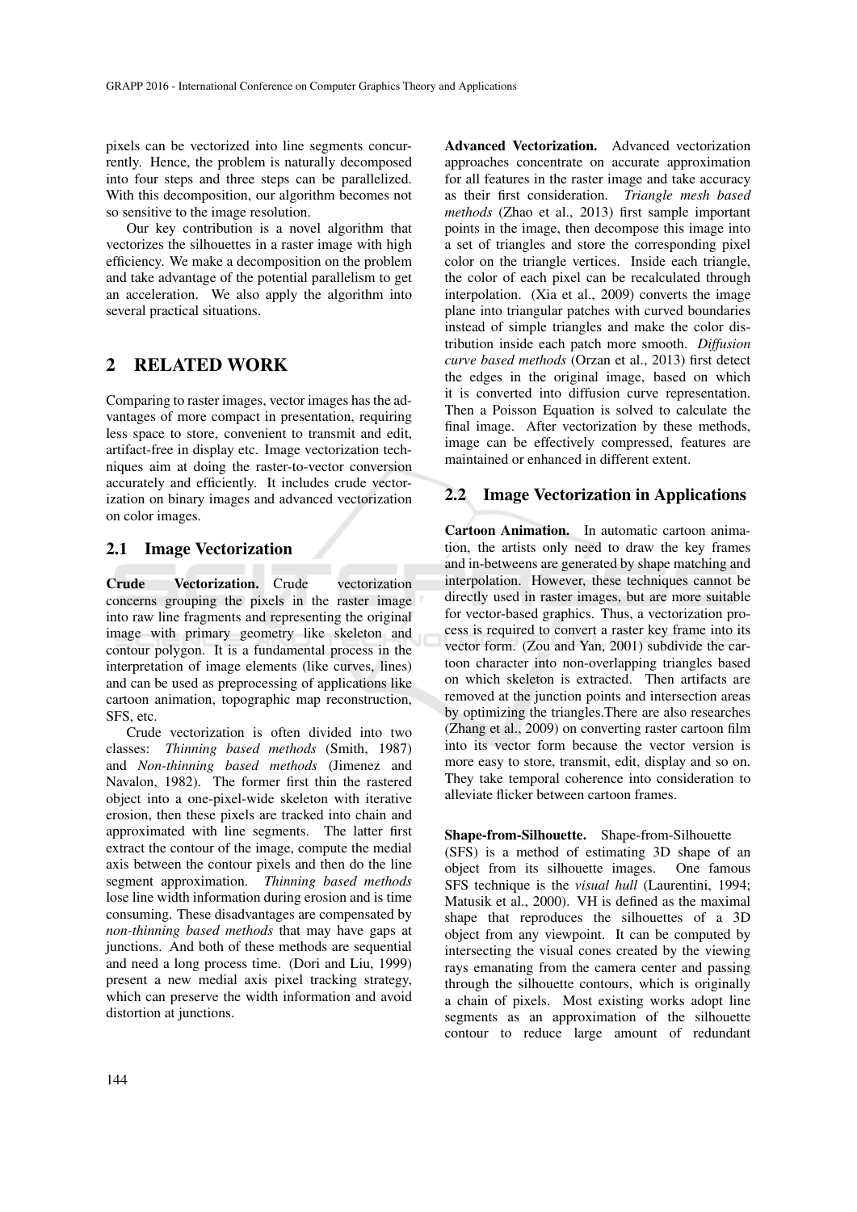pixels can be vectorized into line segments concurrently. Hence, the problem is naturally decomposed into four steps and three steps can be parallelized. With this decomposition, our algorithm becomes not so sensitive to the image resolution.

Our key contribution is a novel algorithm that vectorizes the silhouettes in a raster image with high efficiency. We make a decomposition on the problem and take advantage of the potential parallelism to get an acceleration. We also apply the algorithm into several practical situations.

## 2 RELATED WORK

Comparing to raster images, vector images has the advantages of more compact in presentation, requiring less space to store, convenient to transmit and edit, artifact-free in display etc. Image vectorization techniques aim at doing the raster-to-vector conversion accurately and efficiently. It includes crude vectorization on binary images and advanced vectorization on color images.

### 2.1 Image Vectorization

**Crude Vectorization.** Crude vectorization concerns grouping the pixels in the raster image into raw line fragments and representing the original image with primary geometry like skeleton and contour polygon. It is a fundamental process in the interpretation of image elements (like curves, lines) and can be used as preprocessing of applications like cartoon animation, topographic map reconstruction, SFS, etc.

Crude vectorization is often divided into two classes: *Thinning based methods* (Smith, 1987) and *Non-thinning based methods* (Jimenez and Navalon, 1982). The former first thin the rastered object into a one-pixel-wide skeleton with iterative erosion, then these pixels are tracked into chain and approximated with line segments. The latter first extract the contour of the image, compute the medial axis between the contour pixels and then do the line segment approximation. *Thinning based methods* lose line width information during erosion and is time consuming. These disadvantages are compensated by *non-thinning based methods* that may have gaps at junctions. And both of these methods are sequential and need a long process time. (Dori and Liu, 1999) present a new medial axis pixel tracking strategy, which can preserve the width information and avoid distortion at junctions.

**Advanced Vectorization.** Advanced vectorization approaches concentrate on accurate approximation for all features in the raster image and take accuracy as their first consideration. *Triangle mesh based methods* (Zhao et al., 2013) first sample important points in the image, then decompose this image into a set of triangles and store the corresponding pixel color on the triangle vertices. Inside each triangle, the color of each pixel can be recalculated through interpolation. (Xia et al., 2009) converts the image plane into triangular patches with curved boundaries instead of simple triangles and make the color distribution inside each patch more smooth. *Diffusion curve based methods* (Orzan et al., 2013) first detect the edges in the original image, based on which it is converted into diffusion curve representation. Then a Poisson Equation is solved to calculate the final image. After vectorization by these methods, image can be effectively compressed, features are maintained or enhanced in different extent.

### 2.2 Image Vectorization in Applications

**Cartoon Animation.** In automatic cartoon animation, the artists only need to draw the key frames and in-betweens are generated by shape matching and interpolation. However, these techniques cannot be directly used in raster images, but are more suitable for vector-based graphics. Thus, a vectorization process is required to convert a raster key frame into its vector form. (Zou and Yan, 2001) subdivide the cartoon character into non-overlapping triangles based on which skeleton is extracted. Then artifacts are removed at the junction points and intersection areas by optimizing the triangles.There are also researches (Zhang et al., 2009) on converting raster cartoon film into its vector form because the vector version is more easy to store, transmit, edit, display and so on. They take temporal coherence into consideration to alleviate flicker between cartoon frames.

**Shape-from-Silhouette.** Shape-from-Silhouette (SFS) is a method of estimating 3D shape of an object from its silhouette images. One famous SFS technique is the *visual hull* (Laurentini, 1994; Matusik et al., 2000). VH is defined as the maximal shape that reproduces the silhouettes of a 3D object from any viewpoint. It can be computed by intersecting the visual cones created by the viewing rays emanating from the camera center and passing through the silhouette contours, which is originally a chain of pixels. Most existing works adopt line segments as an approximation of the silhouette contour to reduce large amount of redundant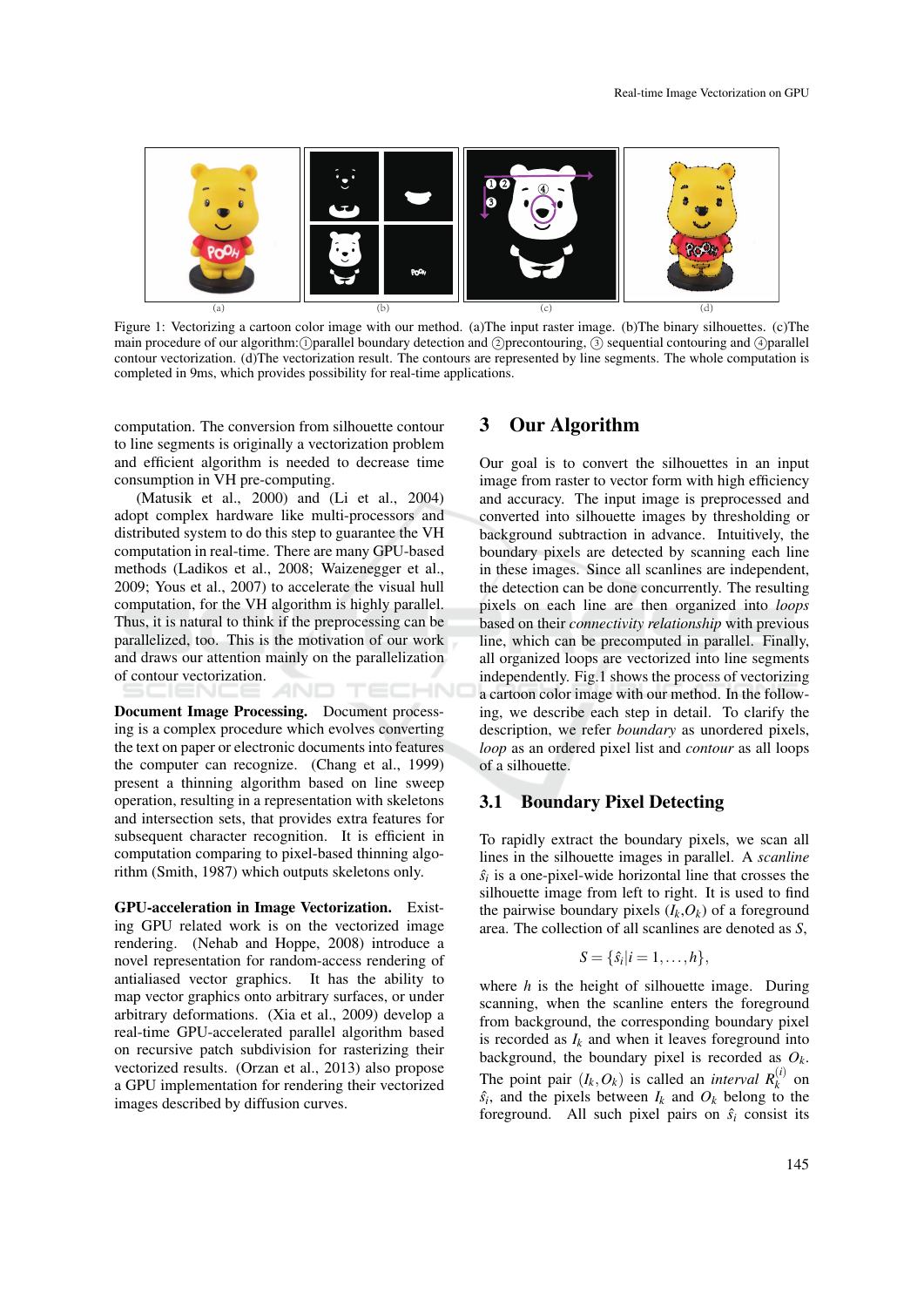Figure 1: Vectorizing a cartoon color image with our method. (a)The input raster image. (b)The binary silhouettes. (c)The main procedure of our algorithm:①parallel boundary detection and ②precontouring, ③ sequential contouring and ④parallel contour vectorization. (d)The vectorization result. The contours are represented by line segments. The whole computation is completed in 9ms, which provides possibility for real-time applications.

computation. The conversion from silhouette contour to line segments is originally a vectorization problem and efficient algorithm is needed to decrease time consumption in VH pre-computing.

(Matusik et al., 2000) and (Li et al., 2004) adopt complex hardware like multi-processors and distributed system to do this step to guarantee the VH computation in real-time. There are many GPU-based methods (Ladikos et al., 2008; Waizenegger et al., 2009; Yous et al., 2007) to accelerate the visual hull computation, for the VH algorithm is highly parallel. Thus, it is natural to think if the preprocessing can be parallelized, too. This is the motivation of our work and draws our attention mainly on the parallelization of contour vectorization.

**Document Image Processing.** Document processing is a complex procedure which evolves converting the text on paper or electronic documents into features the computer can recognize. (Chang et al., 1999) present a thinning algorithm based on line sweep operation, resulting in a representation with skeletons and intersection sets, that provides extra features for subsequent character recognition. It is efficient in computation comparing to pixel-based thinning algorithm (Smith, 1987) which outputs skeletons only.

**GPU-acceleration in Image Vectorization.** Existing GPU related work is on the vectorized image rendering. (Nehab and Hoppe, 2008) introduce a novel representation for random-access rendering of antialiased vector graphics. It has the ability to map vector graphics onto arbitrary surfaces, or under arbitrary deformations. (Xia et al., 2009) develop a real-time GPU-accelerated parallel algorithm based on recursive patch subdivision for rasterizing their vectorized results. (Orzan et al., 2013) also propose a GPU implementation for rendering their vectorized images described by diffusion curves.

## 3 Our Algorithm

Our goal is to convert the silhouettes in an input image from raster to vector form with high efficiency and accuracy. The input image is preprocessed and converted into silhouette images by thresholding or background subtraction in advance. Intuitively, the boundary pixels are detected by scanning each line in these images. Since all scanlines are independent, the detection can be done concurrently. The resulting pixels on each line are then organized into *loops* based on their *connectivity relationship* with previous line, which can be precomputed in parallel. Finally, all organized loops are vectorized into line segments independently. Fig.1 shows the process of vectorizing a cartoon color image with our method. In the following, we describe each step in detail. To clarify the description, we refer *boundary* as unordered pixels, *loop* as an ordered pixel list and *contour* as all loops of a silhouette.

### 3.1 Boundary Pixel Detecting

To rapidly extract the boundary pixels, we scan all lines in the silhouette images in parallel. A *scanline* $\hat{s}_i$ is a one-pixel-wide horizontal line that crosses the silhouette image from left to right. It is used to find the pairwise boundary pixels $(I_k, O_k)$ of a foreground area. The collection of all scanlines are denoted as $S$,

$$S = \{\hat{s}_i | i = 1, \ldots, h\},$$

where $h$ is the height of silhouette image. During scanning, when the scanline enters the foreground from background, the corresponding boundary pixel is recorded as $I_k$ and when it leaves foreground into background, the boundary pixel is recorded as $O_k$. The point pair $(I_k, O_k)$ is called an *interval* $R_k^{(i)}$ on $\hat{s}_i$, and the pixels between $I_k$ and $O_k$ belong to the foreground. All such pixel pairs on $\hat{s}_i$ consist its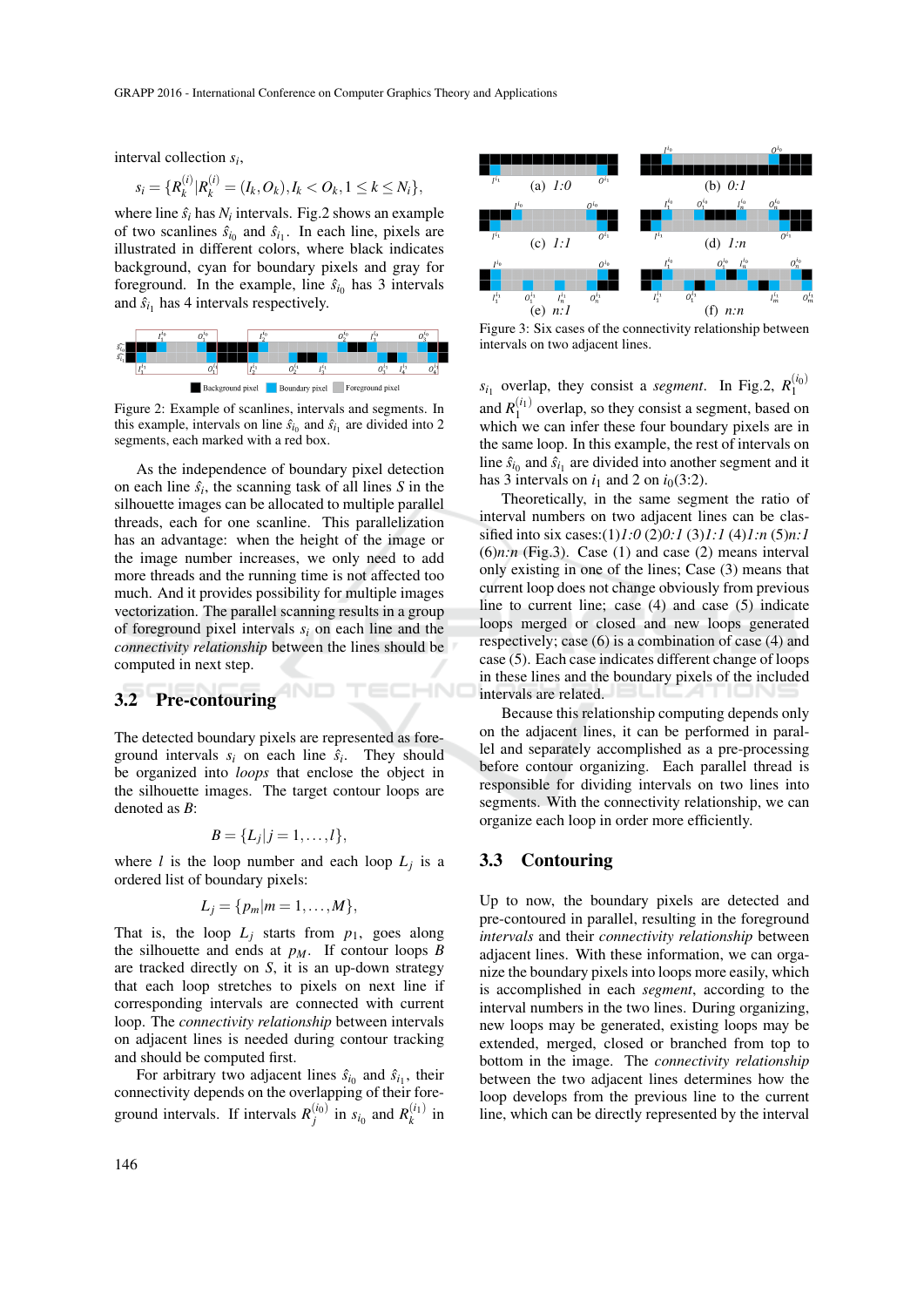interval collection $s_i$,

$$s_i = \{R_k^{(i)} | R_k^{(i)} = (I_k, O_k), I_k < O_k, 1 \leq k \leq N_i\},$$

where line $\hat{s}_i$ has $N_i$ intervals. Fig.2 shows an example of two scanlines $\hat{s}_{i_0}$ and $\hat{s}_{i_1}$. In each line, pixels are illustrated in different colors, where black indicates background, cyan for boundary pixels and gray for foreground. In the example, line $\hat{s}_{i_0}$ has 3 intervals and $\hat{s}_{i_1}$ has 4 intervals respectively.

Figure 2: Example of scanlines, intervals and segments. In this example, intervals on line $\hat{s}_{i_0}$ and $\hat{s}_{i_1}$ are divided into 2 segments, each marked with a red box.

As the independence of boundary pixel detection on each line $\hat{s}_i$, the scanning task of all lines $S$ in the silhouette images can be allocated to multiple parallel threads, each for one scanline. This parallelization has an advantage: when the height of the image or the image number increases, we only need to add more threads and the running time is not affected too much. And it provides possibility for multiple images vectorization. The parallel scanning results in a group of foreground pixel intervals $s_i$ on each line and the *connectivity relationship* between the lines should be computed in next step.

## 3.2 Pre-contouring

The detected boundary pixels are represented as foreground intervals $s_i$ on each line $\hat{s}_i$. They should be organized into *loops* that enclose the object in the silhouette images. The target contour loops are denoted as $B$:

$$B = \{L_j | j = 1, \ldots, l\},$$

where $l$ is the loop number and each loop $L_j$ is a ordered list of boundary pixels:

$$L_j = \{p_m | m = 1, \ldots, M\},$$

That is, the loop $L_j$ starts from $p_1$, goes along the silhouette and ends at $p_M$. If contour loops $B$ are tracked directly on $S$, it is an up-down strategy that each loop stretches to pixels on next line if corresponding intervals are connected with current loop. The *connectivity relationship* between intervals on adjacent lines is needed during contour tracking and should be computed first.

For arbitrary two adjacent lines $\hat{s}_{i_0}$ and $\hat{s}_{i_1}$, their connectivity depends on the overlapping of their foreground intervals. If intervals $R_j^{(i_0)}$ in $s_{i_0}$ and $R_k^{(i_1)}$ in $s_{i_1}$ overlap, they consist a *segment*. In Fig.2, $R_1^{(i_0)}$ and $R_1^{(i_1)}$ overlap, so they consist a segment, based on which we can infer these four boundary pixels are in the same loop. In this example, the rest of intervals on line $\hat{s}_{i_0}$ and $\hat{s}_{i_1}$ are divided into another segment and it has 3 intervals on $i_1$ and 2 on $i_0$(3:2).

Figure 3: Six cases of the connectivity relationship between intervals on two adjacent lines.

Theoretically, in the same segment the ratio of interval numbers on two adjacent lines can be classified into six cases:(1)*1:0* (2)*0:1* (3)*1:1* (4)*1:n* (5)*n:1* (6)*n:n* (Fig.3). Case (1) and case (2) means interval only existing in one of the lines; Case (3) means that current loop does not change obviously from previous line to current line; case (4) and case (5) indicate loops merged or closed and new loops generated respectively; case (6) is a combination of case (4) and case (5). Each case indicates different change of loops in these lines and the boundary pixels of the included intervals are related.

Because this relationship computing depends only on the adjacent lines, it can be performed in parallel and separately accomplished as a pre-processing before contour organizing. Each parallel thread is responsible for dividing intervals on two lines into segments. With the connectivity relationship, we can organize each loop in order more efficiently.

## 3.3 Contouring

Up to now, the boundary pixels are detected and pre-contoured in parallel, resulting in the foreground *intervals* and their *connectivity relationship* between adjacent lines. With these information, we can organize the boundary pixels into loops more easily, which is accomplished in each *segment*, according to the interval numbers in the two lines. During organizing, new loops may be generated, existing loops may be extended, merged, closed or branched from top to bottom in the image. The *connectivity relationship* between the two adjacent lines determines how the loop develops from the previous line to the current line, which can be directly represented by the interval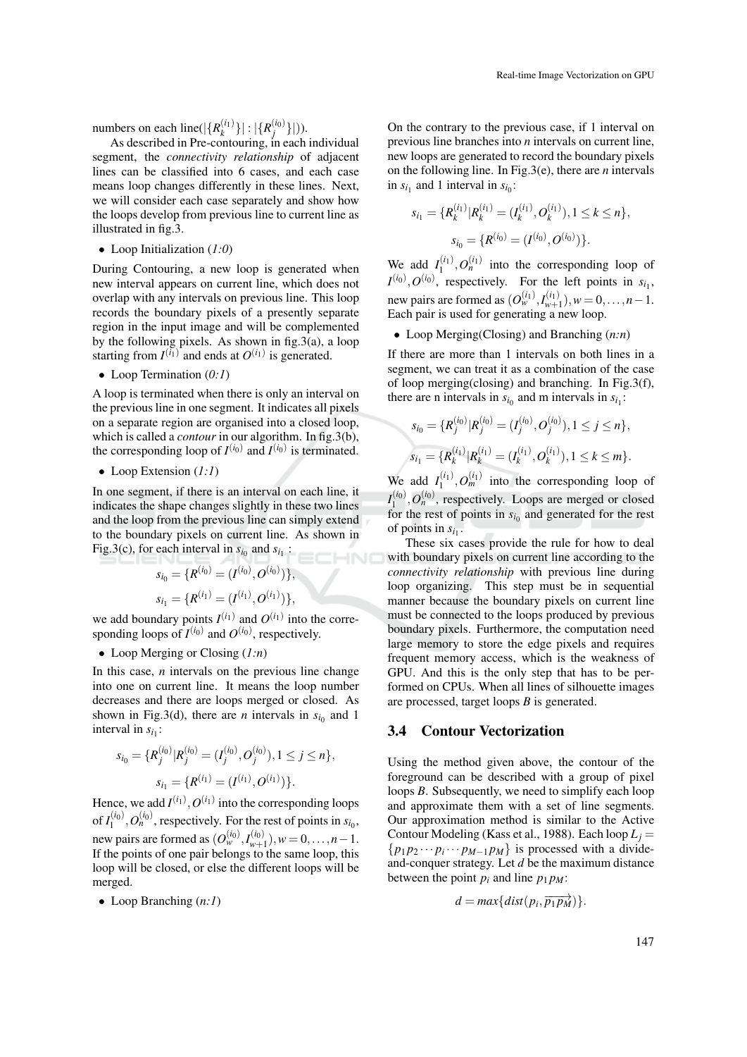numbers on each line($|\{R_k^{(i_1)}\}| : |\{R_j^{(i_0)}\}|$).

As described in Pre-contouring, in each individual segment, the *connectivity relationship* of adjacent lines can be classified into 6 cases, and each case means loop changes differently in these lines. Next, we will consider each case separately and show how the loops develop from previous line to current line as illustrated in fig.3.

- Loop Initialization (*1:0*)

During Contouring, a new loop is generated when new interval appears on current line, which does not overlap with any intervals on previous line. This loop records the boundary pixels of a presently separate region in the input image and will be complemented by the following pixels. As shown in fig.3(a), a loop starting from $I^{(i_1)}$ and ends at $O^{(i_1)}$ is generated.

- Loop Termination (*0:1*)

A loop is terminated when there is only an interval on the previous line in one segment. It indicates all pixels on a separate region are organised into a closed loop, which is called a *contour* in our algorithm. In fig.3(b), the corresponding loop of $I^{(i_0)}$ and $I^{(i_0)}$ is terminated.

- Loop Extension (*1:1*)

In one segment, if there is an interval on each line, it indicates the shape changes slightly in these two lines and the loop from the previous line can simply extend to the boundary pixels on current line. As shown in Fig.3(c), for each interval in $s_{i_0}$ and $s_{i_1}$ :

$$s_{i_0} = \{R^{(i_0)} = (I^{(i_0)}, O^{(i_0)})\},$$

$$s_{i_1} = \{R^{(i_1)} = (I^{(i_1)}, O^{(i_1)})\},$$

we add boundary points $I^{(i_1)}$ and $O^{(i_1)}$ into the corresponding loops of $I^{(i_0)}$ and $O^{(i_0)}$, respectively.

- Loop Merging or Closing (*1:n*)

In this case, $n$ intervals on the previous line change into one on current line. It means the loop number decreases and there are loops merged or closed. As shown in Fig.3(d), there are $n$ intervals in $s_{i_0}$ and 1 interval in $s_{i_1}$:

$$s_{i_0} = \{R_j^{(i_0)} | R_j^{(i_0)} = (I_j^{(i_0)}, O_j^{(i_0)}), 1 \leq j \leq n\},$$

$$s_{i_1} = \{R^{(i_1)} = (I^{(i_1)}, O^{(i_1)})\}.$$

Hence, we add $I^{(i_1)}, O^{(i_1)}$ into the corresponding loops of $I_1^{(i_0)}, O_n^{(i_0)}$, respectively. For the rest of points in $s_{i_0}$, new pairs are formed as $(O_w^{(i_0)}, I_{w+1}^{(i_0)}), w = 0, \ldots, n-1$. If the points of one pair belongs to the same loop, this loop will be closed, or else the different loops will be merged.

- Loop Branching (*n:1*)

On the contrary to the previous case, if 1 interval on previous line branches into $n$ intervals on current line, new loops are generated to record the boundary pixels on the following line. In Fig.3(e), there are $n$ intervals in $s_{i_1}$ and 1 interval in $s_{i_0}$:

$$s_{i_1} = \{R_k^{(i_1)} | R_k^{(i_1)} = (I_k^{(i_1)}, O_k^{(i_1)}), 1 \leq k \leq n\},$$

$$s_{i_0} = \{R^{(i_0)} = (I^{(i_0)}, O^{(i_0)})\}.$$

We add $I_1^{(i_1)}, O_n^{(i_1)}$ into the corresponding loop of $I^{(i_0)}, O^{(i_0)}$, respectively. For the left points in $s_{i_1}$, new pairs are formed as $(O_w^{(i_1)}, I_{w+1}^{(i_1)}), w = 0, \ldots, n-1$. Each pair is used for generating a new loop.

- Loop Merging(Closing) and Branching (*n:n*)

If there are more than 1 intervals on both lines in a segment, we can treat it as a combination of the case of loop merging(closing) and branching. In Fig.3(f), there are n intervals in $s_{i_0}$ and m intervals in $s_{i_1}$:

$$s_{i_0} = \{R_j^{(i_0)} | R_j^{(i_0)} = (I_j^{(i_0)}, O_j^{(i_0)}), 1 \leq j \leq n\},$$

$$s_{i_1} = \{R_k^{(i_1)} | R_k^{(i_1)} = (I_k^{(i_1)}, O_k^{(i_1)}), 1 \leq k \leq m\}.$$

We add $I_1^{(i_1)}, O_m^{(i_1)}$ into the corresponding loop of $I_1^{(i_0)}, O_n^{(i_0)}$, respectively. Loops are merged or closed for the rest of points in $s_{i_0}$ and generated for the rest of points in $s_{i_1}$.

These six cases provide the rule for how to deal with boundary pixels on current line according to the *connectivity relationship* with previous line during loop organizing. This step must be in sequential manner because the boundary pixels on current line must be connected to the loops produced by previous boundary pixels. Furthermore, the computation need large memory to store the edge pixels and requires frequent memory access, which is the weakness of GPU. And this is the only step that has to be performed on CPUs. When all lines of silhouette images are processed, target loops $B$ is generated.

### 3.4 Contour Vectorization

Using the method given above, the contour of the foreground can be described with a group of pixel loops $B$. Subsequently, we need to simplify each loop and approximate them with a set of line segments. Our approximation method is similar to the Active Contour Modeling (Kass et al., 1988). Each loop $L_j = \{p_1 p_2 \cdots p_i \cdots p_{M-1} p_M\}$ is processed with a divide-and-conquer strategy. Let $d$ be the maximum distance between the point $p_i$ and line $p_1 p_M$:

$$d = max\{dist(p_i, \overrightarrow{p_1 p_M})\}.$$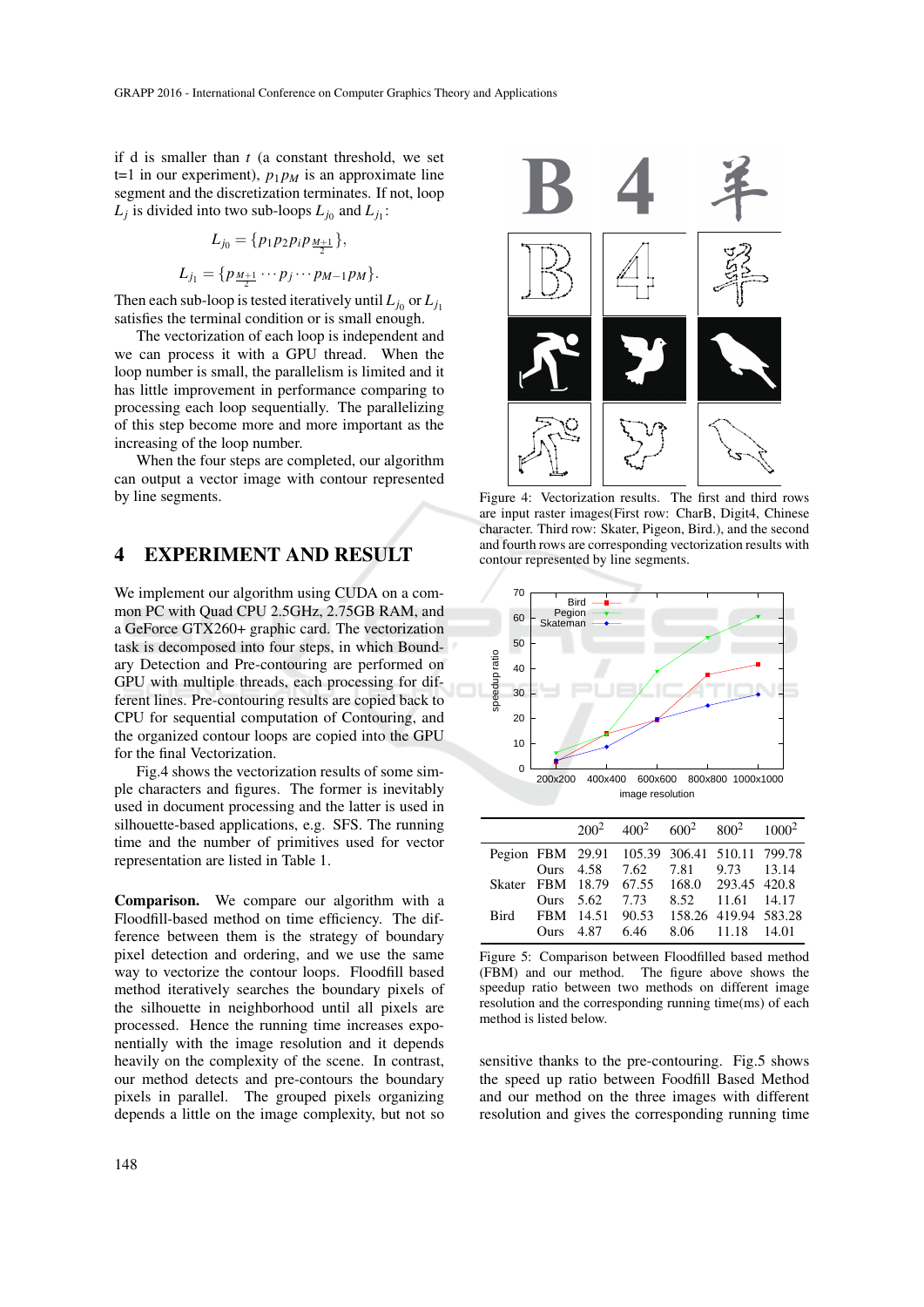if d is smaller than $t$ (a constant threshold, we set t=1 in our experiment), $p_1 p_M$ is an approximate line segment and the discretization terminates. If not, loop $L_j$ is divided into two sub-loops $L_{j_0}$ and $L_{j_1}$:

$$L_{j_0} = \{p_1 p_2 p_i p_{\frac{M+1}{2}}\},$$

$$L_{j_1} = \{p_{\frac{M+1}{2}} \cdots p_j \cdots p_{M-1} p_M\}.$$

Then each sub-loop is tested iteratively until $L_{j_0}$ or $L_{j_1}$ satisfies the terminal condition or is small enough.

The vectorization of each loop is independent and we can process it with a GPU thread. When the loop number is small, the parallelism is limited and it has little improvement in performance comparing to processing each loop sequentially. The parallelizing of this step become more and more important as the increasing of the loop number.

When the four steps are completed, our algorithm can output a vector image with contour represented by line segments.

## 4 EXPERIMENT AND RESULT

We implement our algorithm using CUDA on a common PC with Quad CPU 2.5GHz, 2.75GB RAM, and a GeForce GTX260+ graphic card. The vectorization task is decomposed into four steps, in which Boundary Detection and Pre-contouring are performed on GPU with multiple threads, each processing for different lines. Pre-contouring results are copied back to CPU for sequential computation of Contouring, and the organized contour loops are copied into the GPU for the final Vectorization.

Fig.4 shows the vectorization results of some simple characters and figures. The former is inevitably used in document processing and the latter is used in silhouette-based applications, e.g. SFS. The running time and the number of primitives used for vector representation are listed in Table 1.

**Comparison.** We compare our algorithm with a Floodfill-based method on time efficiency. The difference between them is the strategy of boundary pixel detection and ordering, and we use the same way to vectorize the contour loops. Floodfill based method iteratively searches the boundary pixels of the silhouette in neighborhood until all pixels are processed. Hence the running time increases exponentially with the image resolution and it depends heavily on the complexity of the scene. In contrast, our method detects and pre-contours the boundary pixels in parallel. The grouped pixels organizing depends a little on the image complexity, but not so sensitive thanks to the pre-contouring. Fig.5 shows the speed up ratio between Foodfill Based Method and our method on the three images with different resolution and gives the corresponding running time

Figure 4: Vectorization results. The first and third rows are input raster images(First row: CharB, Digit4, Chinese character. Third row: Skater, Pigeon, Bird.), and the second and fourth rows are corresponding vectorization results with contour represented by line segments.

| | | $200^2$ | $400^2$ | $600^2$ | $800^2$ | $1000^2$ |
|---|---|---|---|---|---|---|
| Pegion | FBM | 29.91 | 105.39 | 306.41 | 510.11 | 799.78 |
| | Ours | 4.58 | 7.62 | 7.81 | 9.73 | 13.14 |
| Skater | FBM | 18.79 | 67.55 | 168.0 | 293.45 | 420.8 |
| | Ours | 5.62 | 7.73 | 8.52 | 11.61 | 14.17 |
| Bird | FBM | 14.51 | 90.53 | 158.26 | 419.94 | 583.28 |
| | Ours | 4.87 | 6.46 | 8.06 | 11.18 | 14.01 |

Figure 5: Comparison between Floodfill based method (FBM) and our method. The figure above shows the speedup ratio between two methods on different image resolution and the corresponding running time(ms) of each method is listed below.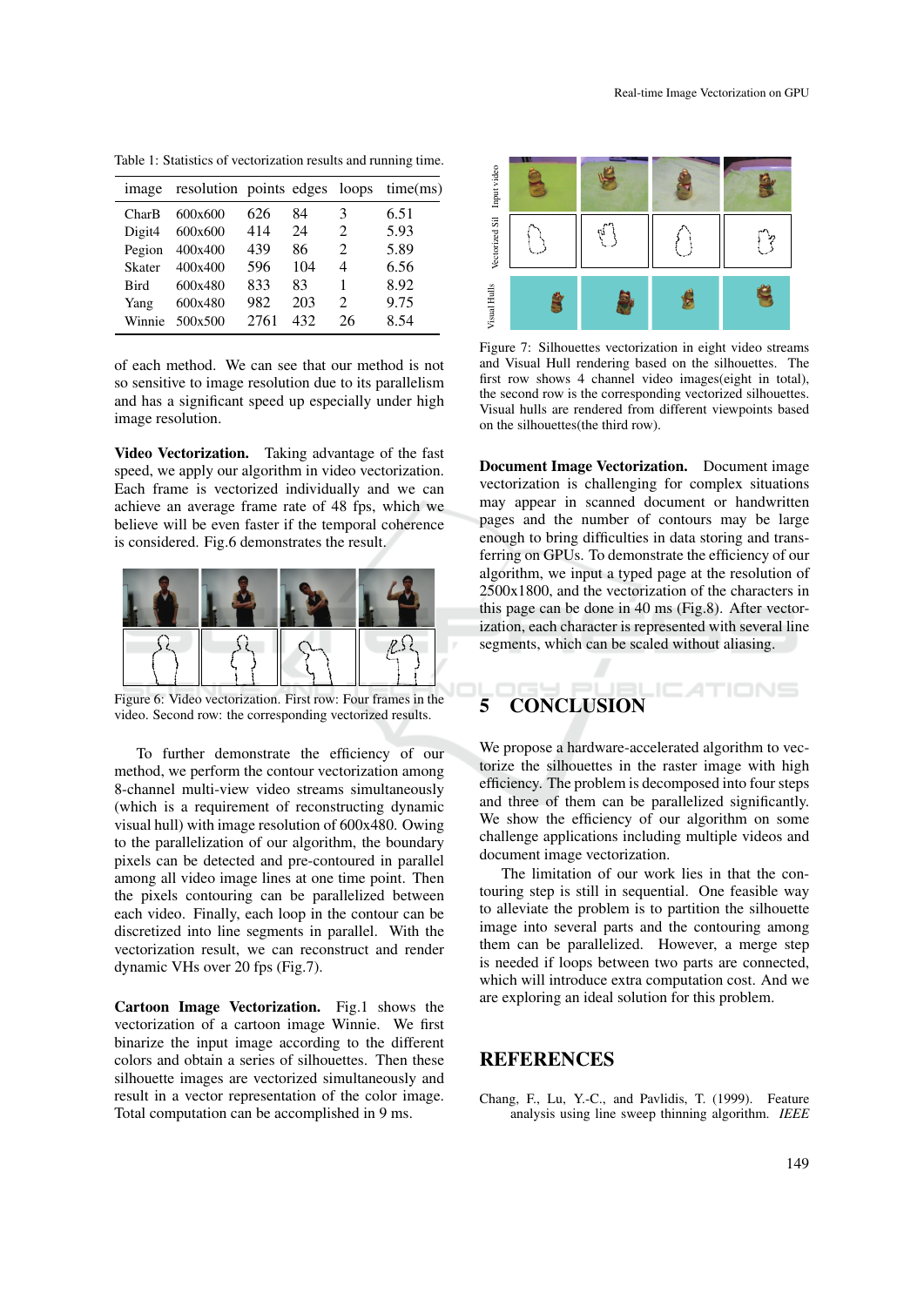Table 1: Statistics of vectorization results and running time.

| image | resolution | points | edges | loops | time(ms) |
|---|---|---|---|---|---|
| CharB | 600x600 | 626 | 84 | 3 | 6.51 |
| Digit4 | 600x600 | 414 | 24 | 2 | 5.93 |
| Pegion | 400x400 | 439 | 86 | 2 | 5.89 |
| Skater | 400x400 | 596 | 104 | 4 | 6.56 |
| Bird | 600x480 | 833 | 83 | 1 | 8.92 |
| Yang | 600x480 | 982 | 203 | 2 | 9.75 |
| Winnie | 500x500 | 2761 | 432 | 26 | 8.54 |

of each method. We can see that our method is not so sensitive to image resolution due to its parallelism and has a significant speed up especially under high image resolution.

**Video Vectorization.** Taking advantage of the fast speed, we apply our algorithm in video vectorization. Each frame is vectorized individually and we can achieve an average frame rate of 48 fps, which we believe will be even faster if the temporal coherence is considered. Fig.6 demonstrates the result.

Figure 6: Video vectorization. First row: Four frames in the video. Second row: the corresponding vectorized results.

To further demonstrate the efficiency of our method, we perform the contour vectorization among 8-channel multi-view video streams simultaneously (which is a requirement of reconstructing dynamic visual hull) with image resolution of 600x480. Owing to the parallelization of our algorithm, the boundary pixels can be detected and pre-contoured in parallel among all video image lines at one time point. Then the pixels contouring can be parallelized between each video. Finally, each loop in the contour can be discretized into line segments in parallel. With the vectorization result, we can reconstruct and render dynamic VHs over 20 fps (Fig.7).

**Cartoon Image Vectorization.** Fig.1 shows the vectorization of a cartoon image Winnie. We first binarize the input image according to the different colors and obtain a series of silhouettes. Then these silhouette images are vectorized simultaneously and result in a vector representation of the color image. Total computation can be accomplished in 9 ms.

Figure 7: Silhouettes vectorization in eight video streams and Visual Hull rendering based on the silhouettes. The first row shows 4 channel video images(eight in total), the second row is the corresponding vectorized silhouettes. Visual hulls are rendered from different viewpoints based on the silhouettes(the third row).

**Document Image Vectorization.** Document image vectorization is challenging for complex situations may appear in scanned document or handwritten pages and the number of contours may be large enough to bring difficulties in data storing and transferring on GPUs. To demonstrate the efficiency of our algorithm, we input a typed page at the resolution of 2500x1800, and the vectorization of the characters in this page can be done in 40 ms (Fig.8). After vectorization, each character is represented with several line segments, which can be scaled without aliasing.

## 5 CONCLUSION

We propose a hardware-accelerated algorithm to vectorize the silhouettes in the raster image with high efficiency. The problem is decomposed into four steps and three of them can be parallelized significantly. We show the efficiency of our algorithm on some challenge applications including multiple videos and document image vectorization.

The limitation of our work lies in that the contouring step is still in sequential. One feasible way to alleviate the problem is to partition the silhouette image into several parts and the contouring among them can be parallelized. However, a merge step is needed if loops between two parts are connected, which will introduce extra computation cost. And we are exploring an ideal solution for this problem.

## REFERENCES

Chang, F., Lu, Y.-C., and Pavlidis, T. (1999). Feature analysis using line sweep thinning algorithm. *IEEE*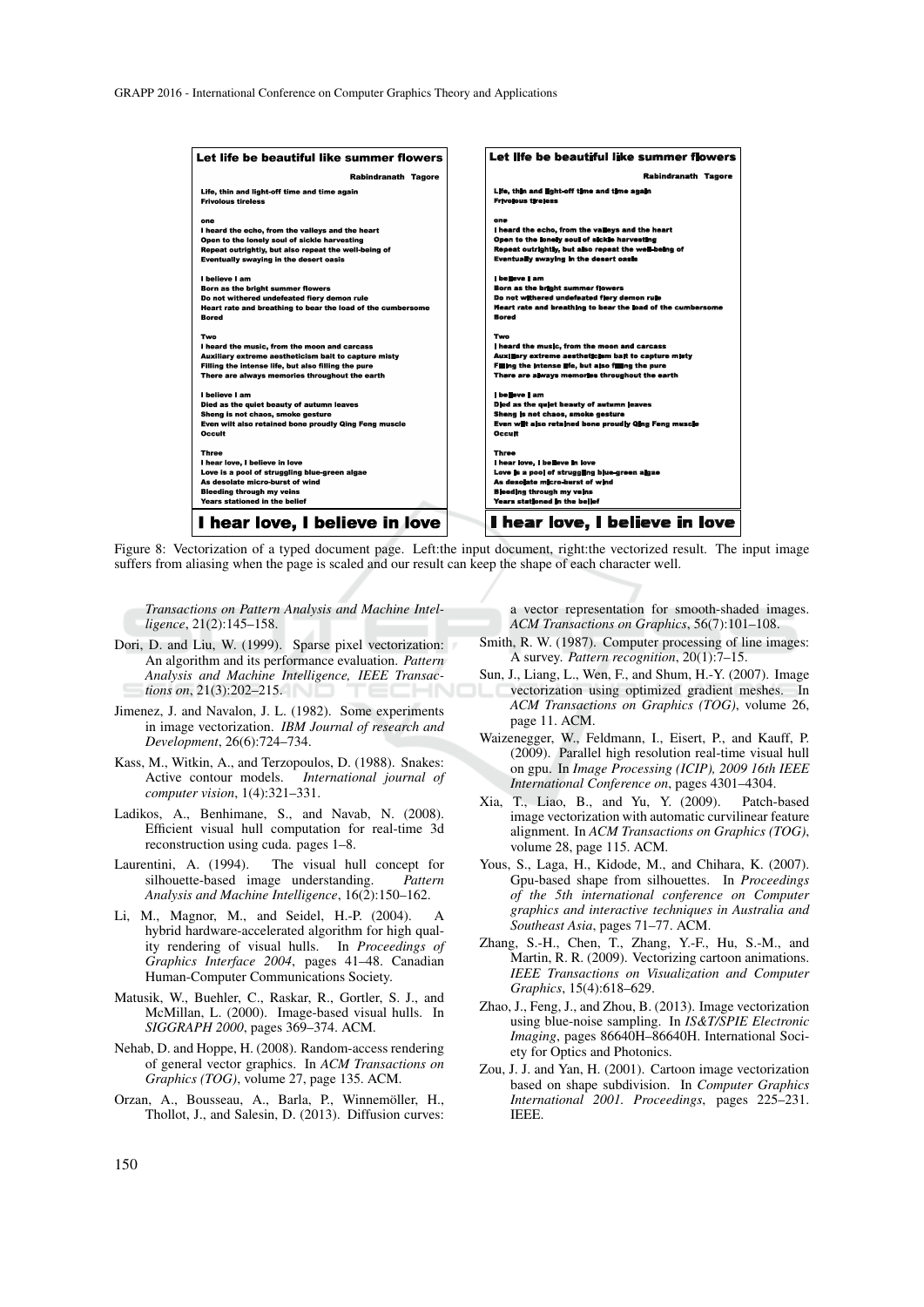Let life be beautiful like summer flowers

Rabindranath Tagore

Life, thin and light-off time and time again
Frivolous tireless

one
I heard the echo, from the valleys and the heart
Open to the lonely soul of sickle harvesting
Repeat outrightly, but also repeat the well-being of
Eventually swaying in the desert oasis

I believe I am
Born as the bright summer flowers
Do not withered undefeated fiery demon rule
Heart rate and breathing to bear the load of the cumbersome
Bored

Two
I heard the music, from the moon and carcass
Auxiliary extreme aestheticism bait to capture misty
Filling the intense life, but also filling the pure
There are always memories throughout the earth

I believe I am
Died as the quiet beauty of autumn leaves
Sheng is not chaos, smoke gesture
Even wilt also retained bone proudly Qing Feng muscle
Occult

Three
I hear love, I believe in love
Love is a pool of struggling blue-green algae
As desolate micro-burst of wind
Bleeding through my veins
Years stationed in the belief

I hear love, I believe in love

Figure 8: Vectorization of a typed document page. Left:the input document, right:the vectorized result. The input image suffers from aliasing when the page is scaled and our result can keep the shape of each character well.

*Transactions on Pattern Analysis and Machine Intelligence*, 21(2):145–158.

Dori, D. and Liu, W. (1999). Sparse pixel vectorization: An algorithm and its performance evaluation. *Pattern Analysis and Machine Intelligence, IEEE Transactions on*, 21(3):202–215.

Jimenez, J. and Navalon, J. L. (1982). Some experiments in image vectorization. *IBM Journal of research and Development*, 26(6):724–734.

Kass, M., Witkin, A., and Terzopoulos, D. (1988). Snakes: Active contour models. *International journal of computer vision*, 1(4):321–331.

Ladikos, A., Benhimane, S., and Navab, N. (2008). Efficient visual hull computation for real-time 3d reconstruction using cuda. pages 1–8.

Laurentini, A. (1994). The visual hull concept for silhouette-based image understanding. *Pattern Analysis and Machine Intelligence*, 16(2):150–162.

Li, M., Magnor, M., and Seidel, H.-P. (2004). A hybrid hardware-accelerated algorithm for high quality rendering of visual hulls. In *Proceedings of Graphics Interface 2004*, pages 41–48. Canadian Human-Computer Communications Society.

Matusik, W., Buehler, C., Raskar, R., Gortler, S. J., and McMillan, L. (2000). Image-based visual hulls. In *SIGGRAPH 2000*, pages 369–374. ACM.

Nehab, D. and Hoppe, H. (2008). Random-access rendering of general vector graphics. In *ACM Transactions on Graphics (TOG)*, volume 27, page 135. ACM.

Orzan, A., Bousseau, A., Barla, P., Winnemöller, H., Thollot, J., and Salesin, D. (2013). Diffusion curves: a vector representation for smooth-shaded images. *ACM Transactions on Graphics*, 56(7):101–108.

Smith, R. W. (1987). Computer processing of line images: A survey. *Pattern recognition*, 20(1):7–15.

Sun, J., Liang, L., Wen, F., and Shum, H.-Y. (2007). Image vectorization using optimized gradient meshes. In *ACM Transactions on Graphics (TOG)*, volume 26, page 11. ACM.

Waizenegger, W., Feldmann, I., Eisert, P., and Kauff, P. (2009). Parallel high resolution real-time visual hull on gpu. In *Image Processing (ICIP), 2009 16th IEEE International Conference on*, pages 4301–4304.

Xia, T., Liao, B., and Yu, Y. (2009). Patch-based image vectorization with automatic curvilinear feature alignment. In *ACM Transactions on Graphics (TOG)*, volume 28, page 115. ACM.

Yous, S., Laga, H., Kidode, M., and Chihara, K. (2007). Gpu-based shape from silhouettes. In *Proceedings of the 5th international conference on Computer graphics and interactive techniques in Australia and Southeast Asia*, pages 71–77. ACM.

Zhang, S.-H., Chen, T., Zhang, Y.-F., Hu, S.-M., and Martin, R. R. (2009). Vectorizing cartoon animations. *IEEE Transactions on Visualization and Computer Graphics*, 15(4):618–629.

Zhao, J., Feng, J., and Zhou, B. (2013). Image vectorization using blue-noise sampling. In *IS&T/SPIE Electronic Imaging*, pages 86640H–86640H. International Society for Optics and Photonics.

Zou, J. J. and Yan, H. (2001). Cartoon image vectorization based on shape subdivision. In *Computer Graphics International 2001. Proceedings*, pages 225–231. IEEE.